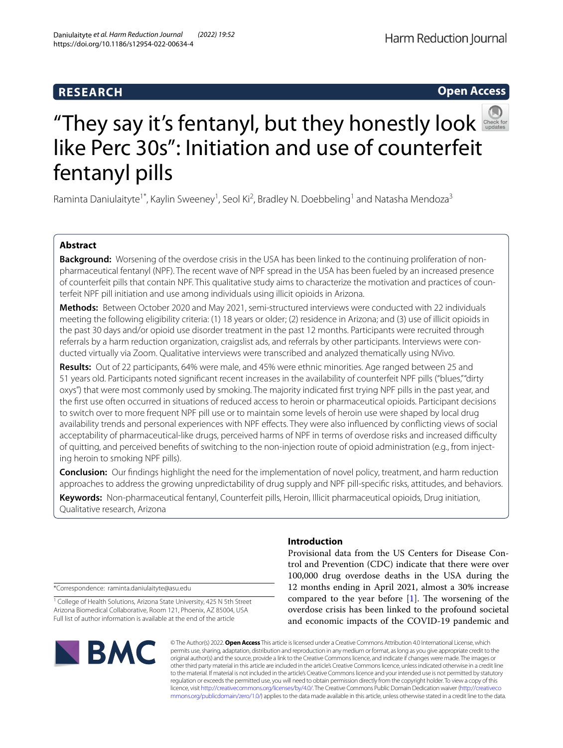RESEARCH

Open Access

# "They say it's fentanyl, but they honestly look like Perc 30s": Initiation and use of counterfeit fentanyl pills

Raminta Daniulaityte[1*], Kaylin Sweeney[1], Seol Ki[2], Bradley N. Doebbeling[1] and Natasha Mendoza[3]

## Abstract

**Background:** Worsening of the overdose crisis in the USA has been linked to the continuing proliferation of non-pharmaceutical fentanyl (NPF). The recent wave of NPF spread in the USA has been fueled by an increased presence of counterfeit pills that contain NPF. This qualitative study aims to characterize the motivation and practices of counterfeit NPF pill initiation and use among individuals using illicit opioids in Arizona.

**Methods:** Between October 2020 and May 2021, semi-structured interviews were conducted with 22 individuals meeting the following eligibility criteria: (1) 18 years or older; (2) residence in Arizona; and (3) use of illicit opioids in the past 30 days and/or opioid use disorder treatment in the past 12 months. Participants were recruited through referrals by a harm reduction organization, craigslist ads, and referrals by other participants. Interviews were conducted virtually via Zoom. Qualitative interviews were transcribed and analyzed thematically using NVivo.

**Results:** Out of 22 participants, 64% were male, and 45% were ethnic minorities. Age ranged between 25 and 51 years old. Participants noted significant recent increases in the availability of counterfeit NPF pills ("blues," "dirty oxys") that were most commonly used by smoking. The majority indicated first trying NPF pills in the past year, and the first use often occurred in situations of reduced access to heroin or pharmaceutical opioids. Participant decisions to switch over to more frequent NPF pill use or to maintain some levels of heroin use were shaped by local drug availability trends and personal experiences with NPF effects. They were also influenced by conflicting views of social acceptability of pharmaceutical-like drugs, perceived harms of NPF in terms of overdose risks and increased difficulty of quitting, and perceived benefits of switching to the non-injection route of opioid administration (e.g., from injecting heroin to smoking NPF pills).

**Conclusion:** Our findings highlight the need for the implementation of novel policy, treatment, and harm reduction approaches to address the growing unpredictability of drug supply and NPF pill-specific risks, attitudes, and behaviors.

**Keywords:** Non-pharmaceutical fentanyl, Counterfeit pills, Heroin, Illicit pharmaceutical opioids, Drug initiation, Qualitative research, Arizona

## Introduction

Provisional data from the US Centers for Disease Control and Prevention (CDC) indicate that there were over 100,000 drug overdose deaths in the USA during the 12 months ending in April 2021, almost a 30% increase compared to the year before [1]. The worsening of the overdose crisis has been linked to the profound societal and economic impacts of the COVID-19 pandemic and

*Correspondence: raminta.daniulaityte@asu.edu

[1] College of Health Solutions, Arizona State University, 425 N 5th Street Arizona Biomedical Collaborative, Room 121, Phoenix, AZ 85004, USA
Full list of author information is available at the end of the article

© The Author(s) 2022. **Open Access** This article is licensed under a Creative Commons Attribution 4.0 International License, which permits use, sharing, adaptation, distribution and reproduction in any medium or format, as long as you give appropriate credit to the original author(s) and the source, provide a link to the Creative Commons licence, and indicate if changes were made. The images or other third party material in this article are included in the article's Creative Commons licence, unless indicated otherwise in a credit line to the material. If material is not included in the article's Creative Commons licence and your intended use is not permitted by statutory regulation or exceeds the permitted use, you will need to obtain permission directly from the copyright holder. To view a copy of this licence, visit http://creativecommons.org/licenses/by/4.0/. The Creative Commons Public Domain Dedication waiver (http://creativecommons.org/publicdomain/zero/1.0/) applies to the data made available in this article, unless otherwise stated in a credit line to the data.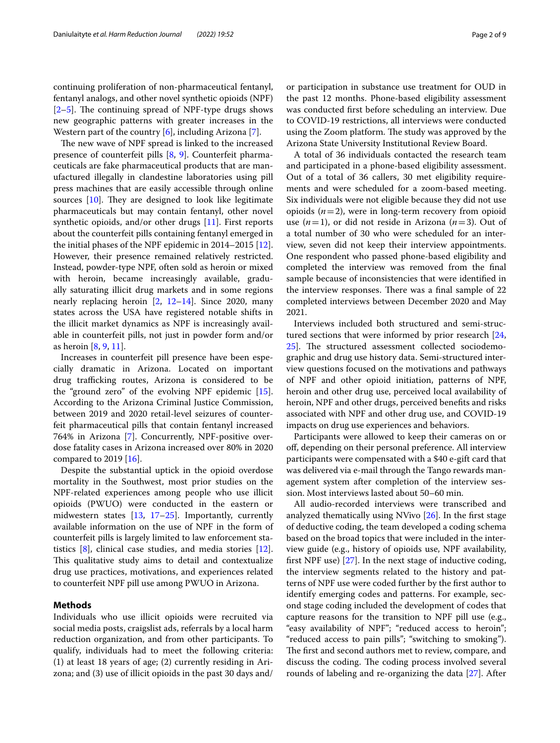continuing proliferation of non-pharmaceutical fentanyl, fentanyl analogs, and other novel synthetic opioids (NPF) [2–5]. The continuing spread of NPF-type drugs shows new geographic patterns with greater increases in the Western part of the country [6], including Arizona [7].

The new wave of NPF spread is linked to the increased presence of counterfeit pills [8, 9]. Counterfeit pharmaceuticals are fake pharmaceutical products that are manufactured illegally in clandestine laboratories using pill press machines that are easily accessible through online sources [10]. They are designed to look like legitimate pharmaceuticals but may contain fentanyl, other novel synthetic opioids, and/or other drugs [11]. First reports about the counterfeit pills containing fentanyl emerged in the initial phases of the NPF epidemic in 2014–2015 [12]. However, their presence remained relatively restricted. Instead, powder-type NPF, often sold as heroin or mixed with heroin, became increasingly available, gradually saturating illicit drug markets and in some regions nearly replacing heroin [2, 12–14]. Since 2020, many states across the USA have registered notable shifts in the illicit market dynamics as NPF is increasingly available in counterfeit pills, not just in powder form and/or as heroin [8, 9, 11].

Increases in counterfeit pill presence have been especially dramatic in Arizona. Located on important drug trafficking routes, Arizona is considered to be the "ground zero" of the evolving NPF epidemic [15]. According to the Arizona Criminal Justice Commission, between 2019 and 2020 retail-level seizures of counterfeit pharmaceutical pills that contain fentanyl increased 764% in Arizona [7]. Concurrently, NPF-positive overdose fatality cases in Arizona increased over 80% in 2020 compared to 2019 [16].

Despite the substantial uptick in the opioid overdose mortality in the Southwest, most prior studies on the NPF-related experiences among people who use illicit opioids (PWUO) were conducted in the eastern or midwestern states [13, 17–25]. Importantly, currently available information on the use of NPF in the form of counterfeit pills is largely limited to law enforcement statistics [8], clinical case studies, and media stories [12]. This qualitative study aims to detail and contextualize drug use practices, motivations, and experiences related to counterfeit NPF pill use among PWUO in Arizona.

## Methods

Individuals who use illicit opioids were recruited via social media posts, craigslist ads, referrals by a local harm reduction organization, and from other participants. To qualify, individuals had to meet the following criteria: (1) at least 18 years of age; (2) currently residing in Arizona; and (3) use of illicit opioids in the past 30 days and/or participation in substance use treatment for OUD in the past 12 months. Phone-based eligibility assessment was conducted first before scheduling an interview. Due to COVID-19 restrictions, all interviews were conducted using the Zoom platform. The study was approved by the Arizona State University Institutional Review Board.

A total of 36 individuals contacted the research team and participated in a phone-based eligibility assessment. Out of a total of 36 callers, 30 met eligibility requirements and were scheduled for a zoom-based meeting. Six individuals were not eligible because they did not use opioids ($n=2$), were in long-term recovery from opioid use ($n=1$), or did not reside in Arizona ($n=3$). Out of a total number of 30 who were scheduled for an interview, seven did not keep their interview appointments. One respondent who passed phone-based eligibility and completed the interview was removed from the final sample because of inconsistencies that were identified in the interview responses. There was a final sample of 22 completed interviews between December 2020 and May 2021.

Interviews included both structured and semi-structured sections that were informed by prior research [24, 25]. The structured assessment collected sociodemographic and drug use history data. Semi-structured interview questions focused on the motivations and pathways of NPF and other opioid initiation, patterns of NPF, heroin and other drug use, perceived local availability of heroin, NPF and other drugs, perceived benefits and risks associated with NPF and other drug use, and COVID-19 impacts on drug use experiences and behaviors.

Participants were allowed to keep their cameras on or off, depending on their personal preference. All interview participants were compensated with a $40 e-gift card that was delivered via e-mail through the Tango rewards management system after completion of the interview session. Most interviews lasted about 50–60 min.

All audio-recorded interviews were transcribed and analyzed thematically using NVivo [26]. In the first stage of deductive coding, the team developed a coding schema based on the broad topics that were included in the interview guide (e.g., history of opioids use, NPF availability, first NPF use) [27]. In the next stage of inductive coding, the interview segments related to the history and patterns of NPF use were coded further by the first author to identify emerging codes and patterns. For example, second stage coding included the development of codes that capture reasons for the transition to NPF pill use (e.g., "easy availability of NPF"; "reduced access to heroin"; "reduced access to pain pills"; "switching to smoking"). The first and second authors met to review, compare, and discuss the coding. The coding process involved several rounds of labeling and re-organizing the data [27]. After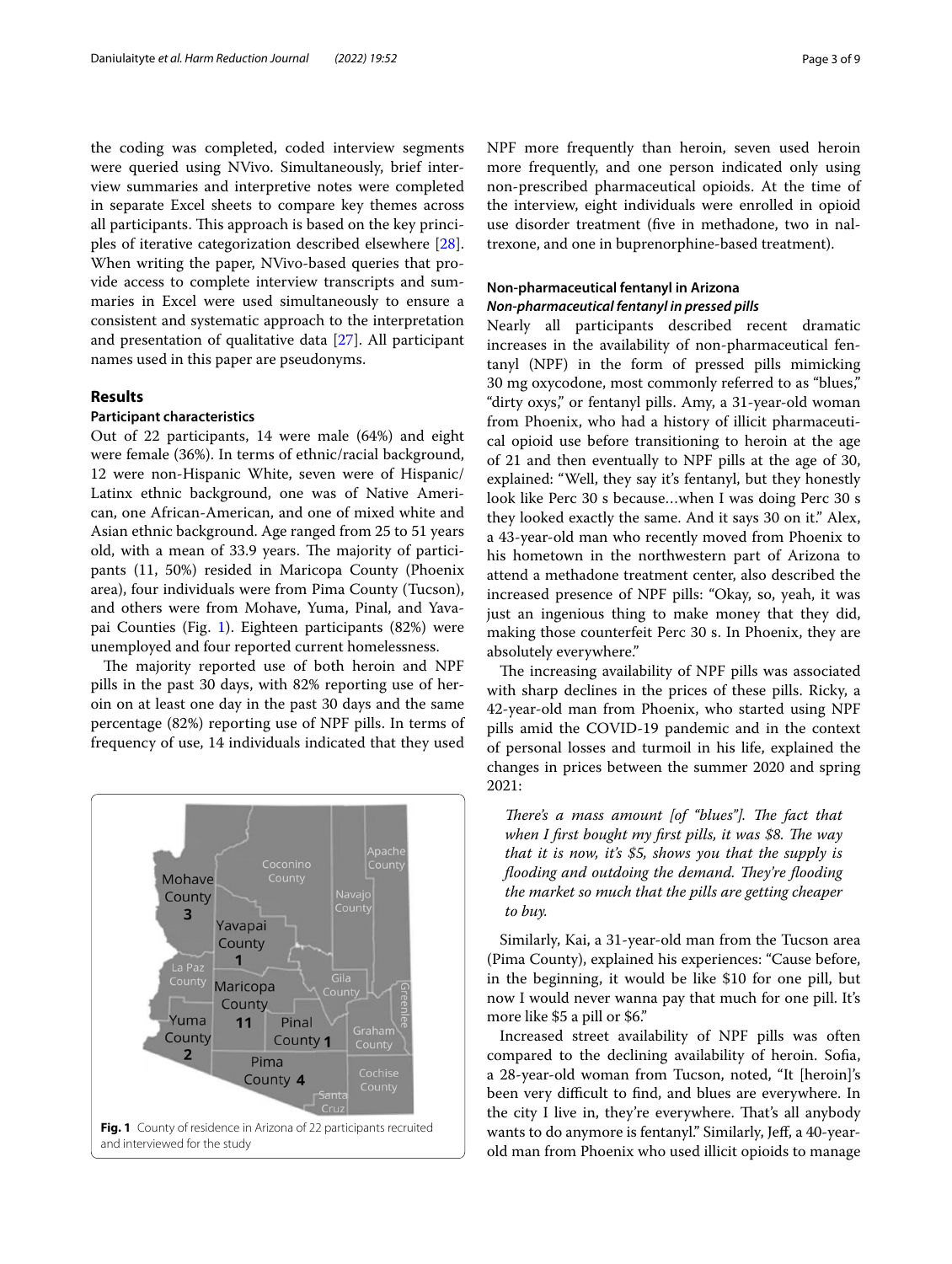the coding was completed, coded interview segments were queried using NVivo. Simultaneously, brief interview summaries and interpretive notes were completed in separate Excel sheets to compare key themes across all participants. This approach is based on the key principles of iterative categorization described elsewhere [28]. When writing the paper, NVivo-based queries that provide access to complete interview transcripts and summaries in Excel were used simultaneously to ensure a consistent and systematic approach to the interpretation and presentation of qualitative data [27]. All participant names used in this paper are pseudonyms.

## Results

### Participant characteristics

Out of 22 participants, 14 were male (64%) and eight were female (36%). In terms of ethnic/racial background, 12 were non-Hispanic White, seven were of Hispanic/Latinx ethnic background, one was of Native American, one African-American, and one of mixed white and Asian ethnic background. Age ranged from 25 to 51 years old, with a mean of 33.9 years. The majority of participants (11, 50%) resided in Maricopa County (Phoenix area), four individuals were from Pima County (Tucson), and others were from Mohave, Yuma, Pinal, and Yavapai Counties (Fig. 1). Eighteen participants (82%) were unemployed and four reported current homelessness.

The majority reported use of both heroin and NPF pills in the past 30 days, with 82% reporting use of heroin on at least one day in the past 30 days and the same percentage (82%) reporting use of NPF pills. In terms of frequency of use, 14 individuals indicated that they used NPF more frequently than heroin, seven used heroin more frequently, and one person indicated only using non-prescribed pharmaceutical opioids. At the time of the interview, eight individuals were enrolled in opioid use disorder treatment (five in methadone, two in naltrexone, and one in buprenorphine-based treatment).

**Fig. 1** County of residence in Arizona of 22 participants recruited and interviewed for the study

### Non-pharmaceutical fentanyl in Arizona

#### *Non-pharmaceutical fentanyl in pressed pills*

Nearly all participants described recent dramatic increases in the availability of non-pharmaceutical fentanyl (NPF) in the form of pressed pills mimicking 30 mg oxycodone, most commonly referred to as "blues," "dirty oxys," or fentanyl pills. Amy, a 31-year-old woman from Phoenix, who had a history of illicit pharmaceutical opioid use before transitioning to heroin at the age of 21 and then eventually to NPF pills at the age of 30, explained: "Well, they say it's fentanyl, but they honestly look like Perc 30 s because…when I was doing Perc 30 s they looked exactly the same. And it says 30 on it." Alex, a 43-year-old man who recently moved from Phoenix to his hometown in the northwestern part of Arizona to attend a methadone treatment center, also described the increased presence of NPF pills: "Okay, so, yeah, it was just an ingenious thing to make money that they did, making those counterfeit Perc 30 s. In Phoenix, they are absolutely everywhere."

The increasing availability of NPF pills was associated with sharp declines in the prices of these pills. Ricky, a 42-year-old man from Phoenix, who started using NPF pills amid the COVID-19 pandemic and in the context of personal losses and turmoil in his life, explained the changes in prices between the summer 2020 and spring 2021:

> *There's a mass amount [of "blues"]. The fact that when I first bought my first pills, it was $8. The way that it is now, it's $5, shows you that the supply is flooding and outdoing the demand. They're flooding the market so much that the pills are getting cheaper to buy.*

Similarly, Kai, a 31-year-old man from the Tucson area (Pima County), explained his experiences: "Cause before, in the beginning, it would be like $10 for one pill, but now I would never wanna pay that much for one pill. It's more like $5 a pill or $6."

Increased street availability of NPF pills was often compared to the declining availability of heroin. Sofia, a 28-year-old woman from Tucson, noted, "It [heroin]'s been very difficult to find, and blues are everywhere. In the city I live in, they're everywhere. That's all anybody wants to do anymore is fentanyl." Similarly, Jeff, a 40-year-old man from Phoenix who used illicit opioids to manage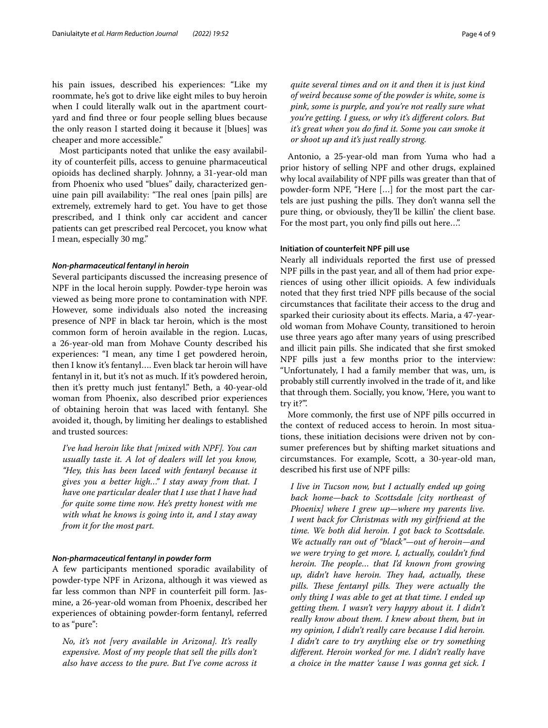his pain issues, described his experiences: "Like my roommate, he's got to drive like eight miles to buy heroin when I could literally walk out in the apartment courtyard and find three or four people selling blues because the only reason I started doing it because it [blues] was cheaper and more accessible."

Most participants noted that unlike the easy availability of counterfeit pills, access to genuine pharmaceutical opioids has declined sharply. Johnny, a 31-year-old man from Phoenix who used "blues" daily, characterized genuine pain pill availability: "The real ones [pain pills] are extremely, extremely hard to get. You have to get those prescribed, and I think only car accident and cancer patients can get prescribed real Percocet, you know what I mean, especially 30 mg."

#### *Non-pharmaceutical fentanyl in heroin*

Several participants discussed the increasing presence of NPF in the local heroin supply. Powder-type heroin was viewed as being more prone to contamination with NPF. However, some individuals also noted the increasing presence of NPF in black tar heroin, which is the most common form of heroin available in the region. Lucas, a 26-year-old man from Mohave County described his experiences: "I mean, any time I get powdered heroin, then I know it's fentanyl…. Even black tar heroin will have fentanyl in it, but it's not as much. If it's powdered heroin, then it's pretty much just fentanyl." Beth, a 40-year-old woman from Phoenix, also described prior experiences of obtaining heroin that was laced with fentanyl. She avoided it, though, by limiting her dealings to established and trusted sources:

> *I've had heroin like that [mixed with NPF]. You can usually taste it. A lot of dealers will let you know, "Hey, this has been laced with fentanyl because it gives you a better high…" I stay away from that. I have one particular dealer that I use that I have had for quite some time now. He's pretty honest with me with what he knows is going into it, and I stay away from it for the most part.*

#### *Non-pharmaceutical fentanyl in powder form*

A few participants mentioned sporadic availability of powder-type NPF in Arizona, although it was viewed as far less common than NPF in counterfeit pill form. Jasmine, a 26-year-old woman from Phoenix, described her experiences of obtaining powder-form fentanyl, referred to as "pure":

> *No, it's not [very available in Arizona]. It's really expensive. Most of my people that sell the pills don't also have access to the pure. But I've come across it quite several times and on it and then it is just kind of weird because some of the powder is white, some is pink, some is purple, and you're not really sure what you're getting. I guess, or why it's different colors. But it's great when you do find it. Some you can smoke it or shoot up and it's just really strong.*

Antonio, a 25-year-old man from Yuma who had a prior history of selling NPF and other drugs, explained why local availability of NPF pills was greater than that of powder-form NPF, "Here […] for the most part the cartels are just pushing the pills. They don't wanna sell the pure thing, or obviously, they'll be killin' the client base. For the most part, you only find pills out here…".

### Initiation of counterfeit NPF pill use

Nearly all individuals reported the first use of pressed NPF pills in the past year, and all of them had prior experiences of using other illicit opioids. A few individuals noted that they first tried NPF pills because of the social circumstances that facilitate their access to the drug and sparked their curiosity about its effects. Maria, a 47-year-old woman from Mohave County, transitioned to heroin use three years ago after many years of using prescribed and illicit pain pills. She indicated that she first smoked NPF pills just a few months prior to the interview: "Unfortunately, I had a family member that was, um, is probably still currently involved in the trade of it, and like that through them. Socially, you know, 'Here, you want to try it?'".

More commonly, the first use of NPF pills occurred in the context of reduced access to heroin. In most situations, these initiation decisions were driven not by consumer preferences but by shifting market situations and circumstances. For example, Scott, a 30-year-old man, described his first use of NPF pills:

> *I live in Tucson now, but I actually ended up going back home—back to Scottsdale [city northeast of Phoenix] where I grew up—where my parents live. I went back for Christmas with my girlfriend at the time. We both did heroin. I got back to Scottsdale. We actually ran out of "black"—out of heroin—and we were trying to get more. I, actually, couldn't find heroin. The people… that I'd known from growing up, didn't have heroin. They had, actually, these pills. These fentanyl pills. They were actually the only thing I was able to get at that time. I ended up getting them. I wasn't very happy about it. I didn't really know about them. I knew about them, but in my opinion, I didn't really care because I did heroin. I didn't care to try anything else or try something different. Heroin worked for me. I didn't really have a choice in the matter 'cause I was gonna get sick. I*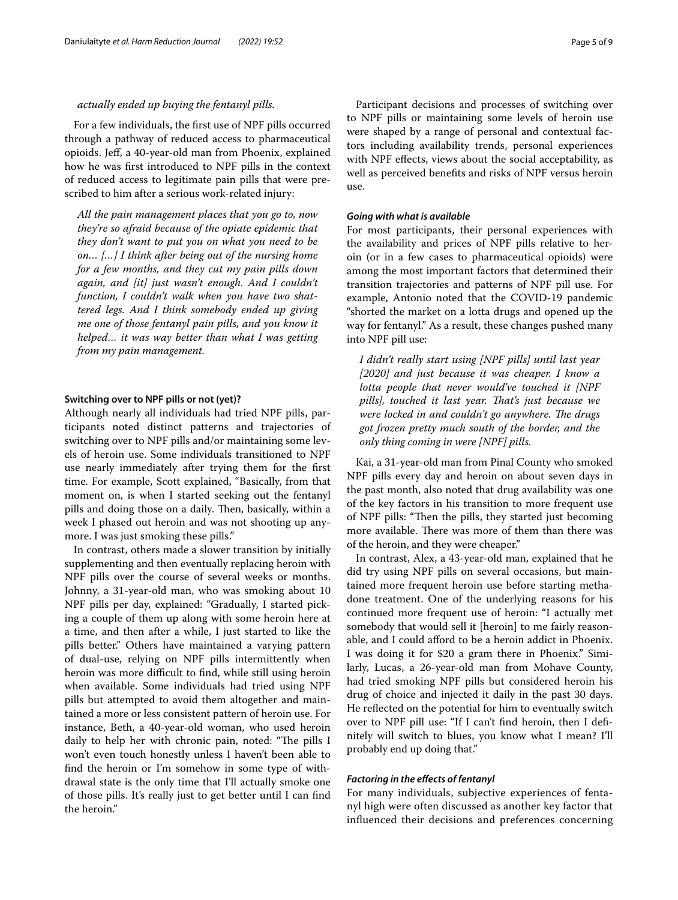*actually ended up buying the fentanyl pills.*

For a few individuals, the first use of NPF pills occurred through a pathway of reduced access to pharmaceutical opioids. Jeff, a 40-year-old man from Phoenix, explained how he was first introduced to NPF pills in the context of reduced access to legitimate pain pills that were prescribed to him after a serious work-related injury:

> *All the pain management places that you go to, now they're so afraid because of the opiate epidemic that they don't want to put you on what you need to be on… […] I think after being out of the nursing home for a few months, and they cut my pain pills down again, and [it] just wasn't enough. And I couldn't function, I couldn't walk when you have two shattered legs. And I think somebody ended up giving me one of those fentanyl pain pills, and you know it helped… it was way better than what I was getting from my pain management.*

### Switching over to NPF pills or not (yet)?

Although nearly all individuals had tried NPF pills, participants noted distinct patterns and trajectories of switching over to NPF pills and/or maintaining some levels of heroin use. Some individuals transitioned to NPF use nearly immediately after trying them for the first time. For example, Scott explained, "Basically, from that moment on, is when I started seeking out the fentanyl pills and doing those on a daily. Then, basically, within a week I phased out heroin and was not shooting up anymore. I was just smoking these pills."

In contrast, others made a slower transition by initially supplementing and then eventually replacing heroin with NPF pills over the course of several weeks or months. Johnny, a 31-year-old man, who was smoking about 10 NPF pills per day, explained: "Gradually, I started picking a couple of them up along with some heroin here at a time, and then after a while, I just started to like the pills better." Others have maintained a varying pattern of dual-use, relying on NPF pills intermittently when heroin was more difficult to find, while still using heroin when available. Some individuals had tried using NPF pills but attempted to avoid them altogether and maintained a more or less consistent pattern of heroin use. For instance, Beth, a 40-year-old woman, who used heroin daily to help her with chronic pain, noted: "The pills I won't even touch honestly unless I haven't been able to find the heroin or I'm somehow in some type of withdrawal state is the only time that I'll actually smoke one of those pills. It's really just to get better until I can find the heroin."

Participant decisions and processes of switching over to NPF pills or maintaining some levels of heroin use were shaped by a range of personal and contextual factors including availability trends, personal experiences with NPF effects, views about the social acceptability, as well as perceived benefits and risks of NPF versus heroin use.

#### *Going with what is available*

For most participants, their personal experiences with the availability and prices of NPF pills relative to heroin (or in a few cases to pharmaceutical opioids) were among the most important factors that determined their transition trajectories and patterns of NPF pill use. For example, Antonio noted that the COVID-19 pandemic "shorted the market on a lotta drugs and opened up the way for fentanyl." As a result, these changes pushed many into NPF pill use:

> *I didn't really start using [NPF pills] until last year [2020] and just because it was cheaper. I know a lotta people that never would've touched it [NPF pills], touched it last year. That's just because we were locked in and couldn't go anywhere. The drugs got frozen pretty much south of the border, and the only thing coming in were [NPF] pills.*

Kai, a 31-year-old man from Pinal County who smoked NPF pills every day and heroin on about seven days in the past month, also noted that drug availability was one of the key factors in his transition to more frequent use of NPF pills: "Then the pills, they started just becoming more available. There was more of them than there was of the heroin, and they were cheaper."

In contrast, Alex, a 43-year-old man, explained that he did try using NPF pills on several occasions, but maintained more frequent heroin use before starting methadone treatment. One of the underlying reasons for his continued more frequent use of heroin: "I actually met somebody that would sell it [heroin] to me fairly reasonable, and I could afford to be a heroin addict in Phoenix. I was doing it for $20 a gram there in Phoenix." Similarly, Lucas, a 26-year-old man from Mohave County, had tried smoking NPF pills but considered heroin his drug of choice and injected it daily in the past 30 days. He reflected on the potential for him to eventually switch over to NPF pill use: "If I can't find heroin, then I definitely will switch to blues, you know what I mean? I'll probably end up doing that."

#### *Factoring in the effects of fentanyl*

For many individuals, subjective experiences of fentanyl high were often discussed as another key factor that influenced their decisions and preferences concerning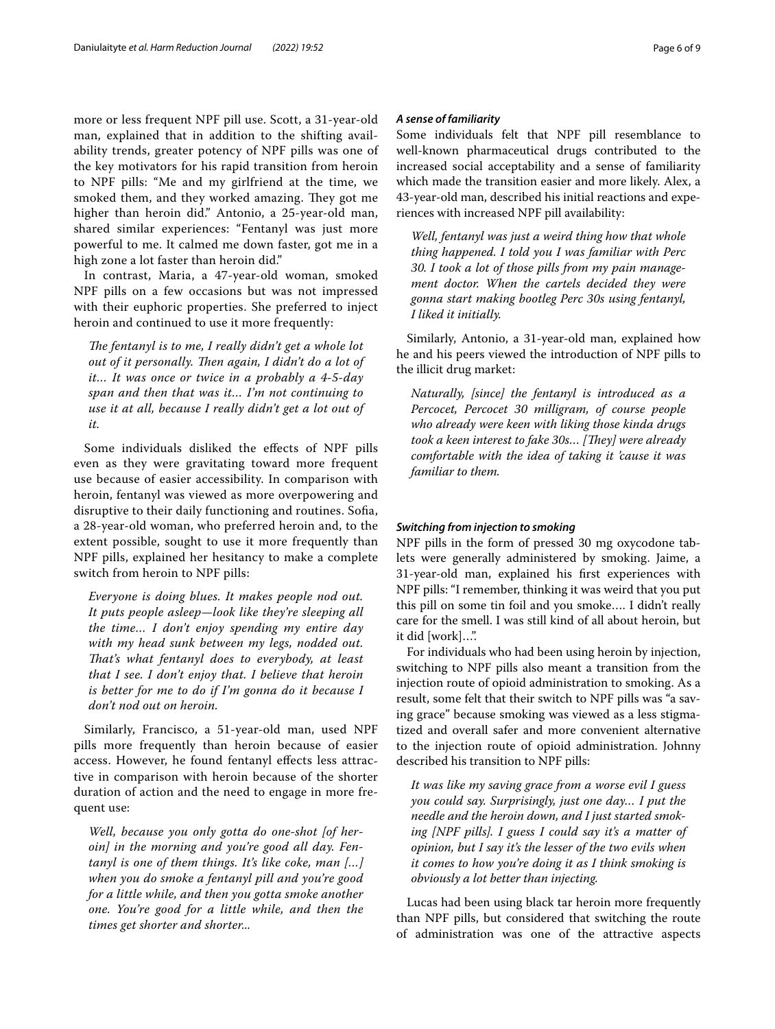more or less frequent NPF pill use. Scott, a 31-year-old man, explained that in addition to the shifting availability trends, greater potency of NPF pills was one of the key motivators for his rapid transition from heroin to NPF pills: "Me and my girlfriend at the time, we smoked them, and they worked amazing. They got me higher than heroin did." Antonio, a 25-year-old man, shared similar experiences: "Fentanyl was just more powerful to me. It calmed me down faster, got me in a high zone a lot faster than heroin did."

In contrast, Maria, a 47-year-old woman, smoked NPF pills on a few occasions but was not impressed with their euphoric properties. She preferred to inject heroin and continued to use it more frequently:

> *The fentanyl is to me, I really didn't get a whole lot out of it personally. Then again, I didn't do a lot of it… It was once or twice in a probably a 4-5-day span and then that was it… I'm not continuing to use it at all, because I really didn't get a lot out of it.*

Some individuals disliked the effects of NPF pills even as they were gravitating toward more frequent use because of easier accessibility. In comparison with heroin, fentanyl was viewed as more overpowering and disruptive to their daily functioning and routines. Sofia, a 28-year-old woman, who preferred heroin and, to the extent possible, sought to use it more frequently than NPF pills, explained her hesitancy to make a complete switch from heroin to NPF pills:

> *Everyone is doing blues. It makes people nod out. It puts people asleep—look like they're sleeping all the time… I don't enjoy spending my entire day with my head sunk between my legs, nodded out. That's what fentanyl does to everybody, at least that I see. I don't enjoy that. I believe that heroin is better for me to do if I'm gonna do it because I don't nod out on heroin.*

Similarly, Francisco, a 51-year-old man, used NPF pills more frequently than heroin because of easier access. However, he found fentanyl effects less attractive in comparison with heroin because of the shorter duration of action and the need to engage in more frequent use:

> *Well, because you only gotta do one-shot [of heroin] in the morning and you're good all day. Fentanyl is one of them things. It's like coke, man […] when you do smoke a fentanyl pill and you're good for a little while, and then you gotta smoke another one. You're good for a little while, and then the times get shorter and shorter...*

#### *A sense of familiarity*

Some individuals felt that NPF pill resemblance to well-known pharmaceutical drugs contributed to the increased social acceptability and a sense of familiarity which made the transition easier and more likely. Alex, a 43-year-old man, described his initial reactions and experiences with increased NPF pill availability:

> *Well, fentanyl was just a weird thing how that whole thing happened. I told you I was familiar with Perc 30. I took a lot of those pills from my pain management doctor. When the cartels decided they were gonna start making bootleg Perc 30s using fentanyl, I liked it initially.*

Similarly, Antonio, a 31-year-old man, explained how he and his peers viewed the introduction of NPF pills to the illicit drug market:

> *Naturally, [since] the fentanyl is introduced as a Percocet, Percocet 30 milligram, of course people who already were keen with liking those kinda drugs took a keen interest to fake 30s… [They] were already comfortable with the idea of taking it 'cause it was familiar to them.*

#### *Switching from injection to smoking*

NPF pills in the form of pressed 30 mg oxycodone tablets were generally administered by smoking. Jaime, a 31-year-old man, explained his first experiences with NPF pills: "I remember, thinking it was weird that you put this pill on some tin foil and you smoke…. I didn't really care for the smell. I was still kind of all about heroin, but it did [work]…".

For individuals who had been using heroin by injection, switching to NPF pills also meant a transition from the injection route of opioid administration to smoking. As a result, some felt that their switch to NPF pills was "a saving grace" because smoking was viewed as a less stigmatized and overall safer and more convenient alternative to the injection route of opioid administration. Johnny described his transition to NPF pills:

> *It was like my saving grace from a worse evil I guess you could say. Surprisingly, just one day… I put the needle and the heroin down, and I just started smoking [NPF pills]. I guess I could say it's a matter of opinion, but I say it's the lesser of the two evils when it comes to how you're doing it as I think smoking is obviously a lot better than injecting.*

Lucas had been using black tar heroin more frequently than NPF pills, but considered that switching the route of administration was one of the attractive aspects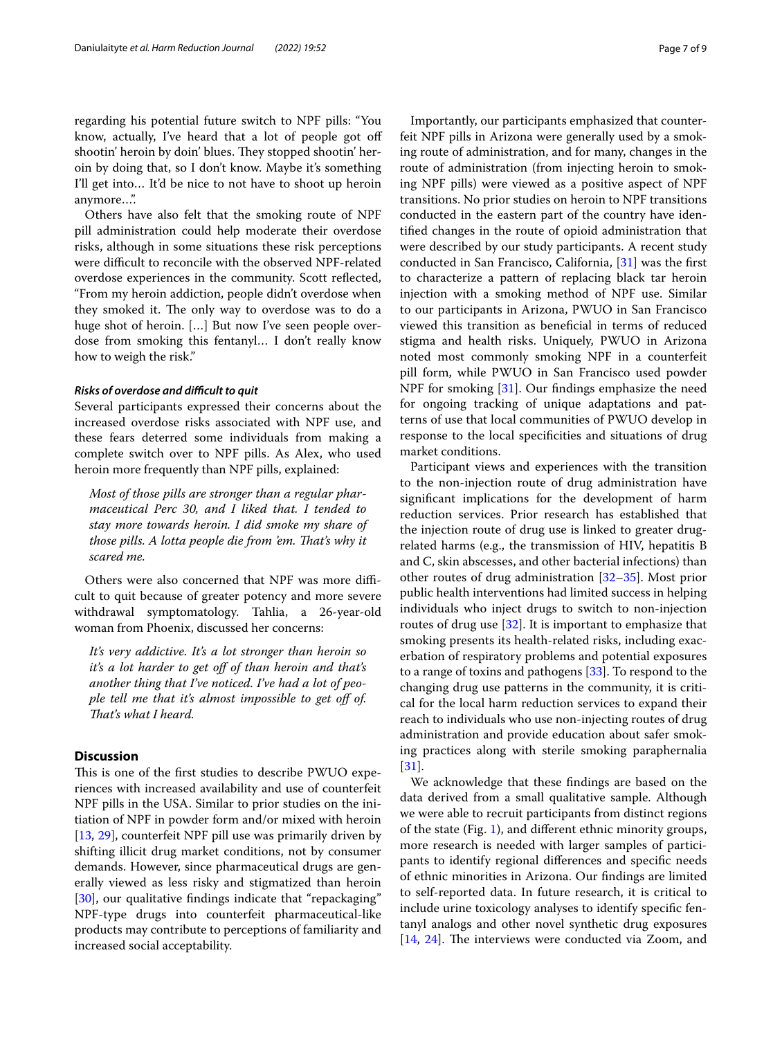regarding his potential future switch to NPF pills: "You know, actually, I've heard that a lot of people got off shootin' heroin by doin' blues. They stopped shootin' heroin by doing that, so I don't know. Maybe it's something I'll get into… It'd be nice to not have to shoot up heroin anymore…".

Others have also felt that the smoking route of NPF pill administration could help moderate their overdose risks, although in some situations these risk perceptions were difficult to reconcile with the observed NPF-related overdose experiences in the community. Scott reflected, "From my heroin addiction, people didn't overdose when they smoked it. The only way to overdose was to do a huge shot of heroin. […] But now I've seen people overdose from smoking this fentanyl… I don't really know how to weigh the risk."

#### *Risks of overdose and difficult to quit*

Several participants expressed their concerns about the increased overdose risks associated with NPF use, and these fears deterred some individuals from making a complete switch over to NPF pills. As Alex, who used heroin more frequently than NPF pills, explained:

> *Most of those pills are stronger than a regular pharmaceutical Perc 30, and I liked that. I tended to stay more towards heroin. I did smoke my share of those pills. A lotta people die from 'em. That's why it scared me.*

Others were also concerned that NPF was more difficult to quit because of greater potency and more severe withdrawal symptomatology. Tahlia, a 26-year-old woman from Phoenix, discussed her concerns:

> *It's very addictive. It's a lot stronger than heroin so it's a lot harder to get off of than heroin and that's another thing that I've noticed. I've had a lot of people tell me that it's almost impossible to get off of. That's what I heard.*

## Discussion

This is one of the first studies to describe PWUO experiences with increased availability and use of counterfeit NPF pills in the USA. Similar to prior studies on the initiation of NPF in powder form and/or mixed with heroin [13, 29], counterfeit NPF pill use was primarily driven by shifting illicit drug market conditions, not by consumer demands. However, since pharmaceutical drugs are generally viewed as less risky and stigmatized than heroin [30], our qualitative findings indicate that "repackaging" NPF-type drugs into counterfeit pharmaceutical-like products may contribute to perceptions of familiarity and increased social acceptability.

Importantly, our participants emphasized that counterfeit NPF pills in Arizona were generally used by a smoking route of administration, and for many, changes in the route of administration (from injecting heroin to smoking NPF pills) were viewed as a positive aspect of NPF transitions. No prior studies on heroin to NPF transitions conducted in the eastern part of the country have identified changes in the route of opioid administration that were described by our study participants. A recent study conducted in San Francisco, California, [31] was the first to characterize a pattern of replacing black tar heroin injection with a smoking method of NPF use. Similar to our participants in Arizona, PWUO in San Francisco viewed this transition as beneficial in terms of reduced stigma and health risks. Uniquely, PWUO in Arizona noted most commonly smoking NPF in a counterfeit pill form, while PWUO in San Francisco used powder NPF for smoking [31]. Our findings emphasize the need for ongoing tracking of unique adaptations and patterns of use that local communities of PWUO develop in response to the local specificities and situations of drug market conditions.

Participant views and experiences with the transition to the non-injection route of drug administration have significant implications for the development of harm reduction services. Prior research has established that the injection route of drug use is linked to greater drug-related harms (e.g., the transmission of HIV, hepatitis B and C, skin abscesses, and other bacterial infections) than other routes of drug administration [32–35]. Most prior public health interventions had limited success in helping individuals who inject drugs to switch to non-injection routes of drug use [32]. It is important to emphasize that smoking presents its health-related risks, including exacerbation of respiratory problems and potential exposures to a range of toxins and pathogens [33]. To respond to the changing drug use patterns in the community, it is critical for the local harm reduction services to expand their reach to individuals who use non-injecting routes of drug administration and provide education about safer smoking practices along with sterile smoking paraphernalia [31].

We acknowledge that these findings are based on the data derived from a small qualitative sample. Although we were able to recruit participants from distinct regions of the state (Fig. 1), and different ethnic minority groups, more research is needed with larger samples of participants to identify regional differences and specific needs of ethnic minorities in Arizona. Our findings are limited to self-reported data. In future research, it is critical to include urine toxicology analyses to identify specific fentanyl analogs and other novel synthetic drug exposures [14, 24]. The interviews were conducted via Zoom, and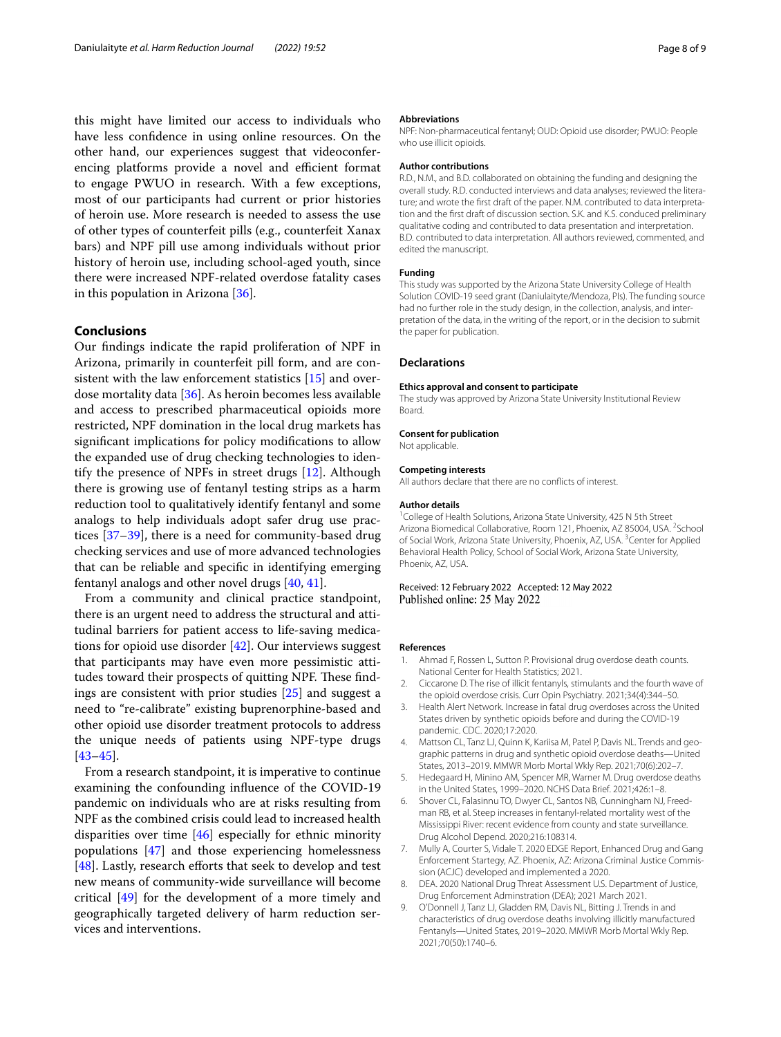this might have limited our access to individuals who have less confidence in using online resources. On the other hand, our experiences suggest that videoconferencing platforms provide a novel and efficient format to engage PWUO in research. With a few exceptions, most of our participants had current or prior histories of heroin use. More research is needed to assess the use of other types of counterfeit pills (e.g., counterfeit Xanax bars) and NPF pill use among individuals without prior history of heroin use, including school-aged youth, since there were increased NPF-related overdose fatality cases in this population in Arizona [36].

## Conclusions

Our findings indicate the rapid proliferation of NPF in Arizona, primarily in counterfeit pill form, and are consistent with the law enforcement statistics [15] and overdose mortality data [36]. As heroin becomes less available and access to prescribed pharmaceutical opioids more restricted, NPF domination in the local drug markets has significant implications for policy modifications to allow the expanded use of drug checking technologies to identify the presence of NPFs in street drugs [12]. Although there is growing use of fentanyl testing strips as a harm reduction tool to qualitatively identify fentanyl and some analogs to help individuals adopt safer drug use practices [37–39], there is a need for community-based drug checking services and use of more advanced technologies that can be reliable and specific in identifying emerging fentanyl analogs and other novel drugs [40, 41].

From a community and clinical practice standpoint, there is an urgent need to address the structural and attitudinal barriers for patient access to life-saving medications for opioid use disorder [42]. Our interviews suggest that participants may have even more pessimistic attitudes toward their prospects of quitting NPF. These findings are consistent with prior studies [25] and suggest a need to "re-calibrate" existing buprenorphine-based and other opioid use disorder treatment protocols to address the unique needs of patients using NPF-type drugs [43–45].

From a research standpoint, it is imperative to continue examining the confounding influence of the COVID-19 pandemic on individuals who are at risks resulting from NPF as the combined crisis could lead to increased health disparities over time [46] especially for ethnic minority populations [47] and those experiencing homelessness [48]. Lastly, research efforts that seek to develop and test new means of community-wide surveillance will become critical [49] for the development of a more timely and geographically targeted delivery of harm reduction services and interventions.

#### Abbreviations

NPF: Non-pharmaceutical fentanyl; OUD: Opioid use disorder; PWUO: People who use illicit opioids.

#### Author contributions

R.D., N.M., and B.D. collaborated on obtaining the funding and designing the overall study. R.D. conducted interviews and data analyses; reviewed the literature; and wrote the first draft of the paper. N.M. contributed to data interpretation and the first draft of discussion section. S.K. and K.S. conduced preliminary qualitative coding and contributed to data presentation and interpretation. B.D. contributed to data interpretation. All authors reviewed, commented, and edited the manuscript.

#### Funding

This study was supported by the Arizona State University College of Health Solution COVID-19 seed grant (Daniulaityte/Mendoza, PIs). The funding source had no further role in the study design, in the collection, analysis, and interpretation of the data, in the writing of the report, or in the decision to submit the paper for publication.

### Declarations

#### Ethics approval and consent to participate

The study was approved by Arizona State University Institutional Review Board.

#### Consent for publication

Not applicable.

#### Competing interests

All authors declare that there are no conflicts of interest.

#### Author details

[1]College of Health Solutions, Arizona State University, 425 N 5th Street Arizona Biomedical Collaborative, Room 121, Phoenix, AZ 85004, USA. [2]School of Social Work, Arizona State University, Phoenix, AZ, USA. [3]Center for Applied Behavioral Health Policy, School of Social Work, Arizona State University, Phoenix, AZ, USA.

Received: 12 February 2022 Accepted: 12 May 2022
Published online: 25 May 2022

#### References

1. Ahmad F, Rossen L, Sutton P. Provisional drug overdose death counts. National Center for Health Statistics; 2021.
2. Ciccarone D. The rise of illicit fentanyls, stimulants and the fourth wave of the opioid overdose crisis. Curr Opin Psychiatry. 2021;34(4):344–50.
3. Health Alert Network. Increase in fatal drug overdoses across the United States driven by synthetic opioids before and during the COVID-19 pandemic. CDC. 2020;17:2020.
4. Mattson CL, Tanz LJ, Quinn K, Kariisa M, Patel P, Davis NL. Trends and geographic patterns in drug and synthetic opioid overdose deaths—United States, 2013–2019. MMWR Morb Mortal Wkly Rep. 2021;70(6):202–7.
5. Hedegaard H, Minino AM, Spencer MR, Warner M. Drug overdose deaths in the United States, 1999–2020. NCHS Data Brief. 2021;426:1–8.
6. Shover CL, Falasinnu TO, Dwyer CL, Santos NB, Cunningham NJ, Freedman RB, et al. Steep increases in fentanyl-related mortality west of the Mississippi River: recent evidence from county and state surveillance. Drug Alcohol Depend. 2020;216:108314.
7. Mully A, Courter S, Vidale T. 2020 EDGE Report, Enhanced Drug and Gang Enforcement Startegy, AZ. Phoenix, AZ: Arizona Criminal Justice Commission (ACJC) developed and implemented a 2020.
8. DEA. 2020 National Drug Threat Assessment U.S. Department of Justice, Drug Enforcement Adminstration (DEA); 2021 March 2021.
9. O'Donnell J, Tanz LJ, Gladden RM, Davis NL, Bitting J. Trends in and characteristics of drug overdose deaths involving illicitly manufactured Fentanyls—United States, 2019–2020. MMWR Morb Mortal Wkly Rep. 2021;70(50):1740–6.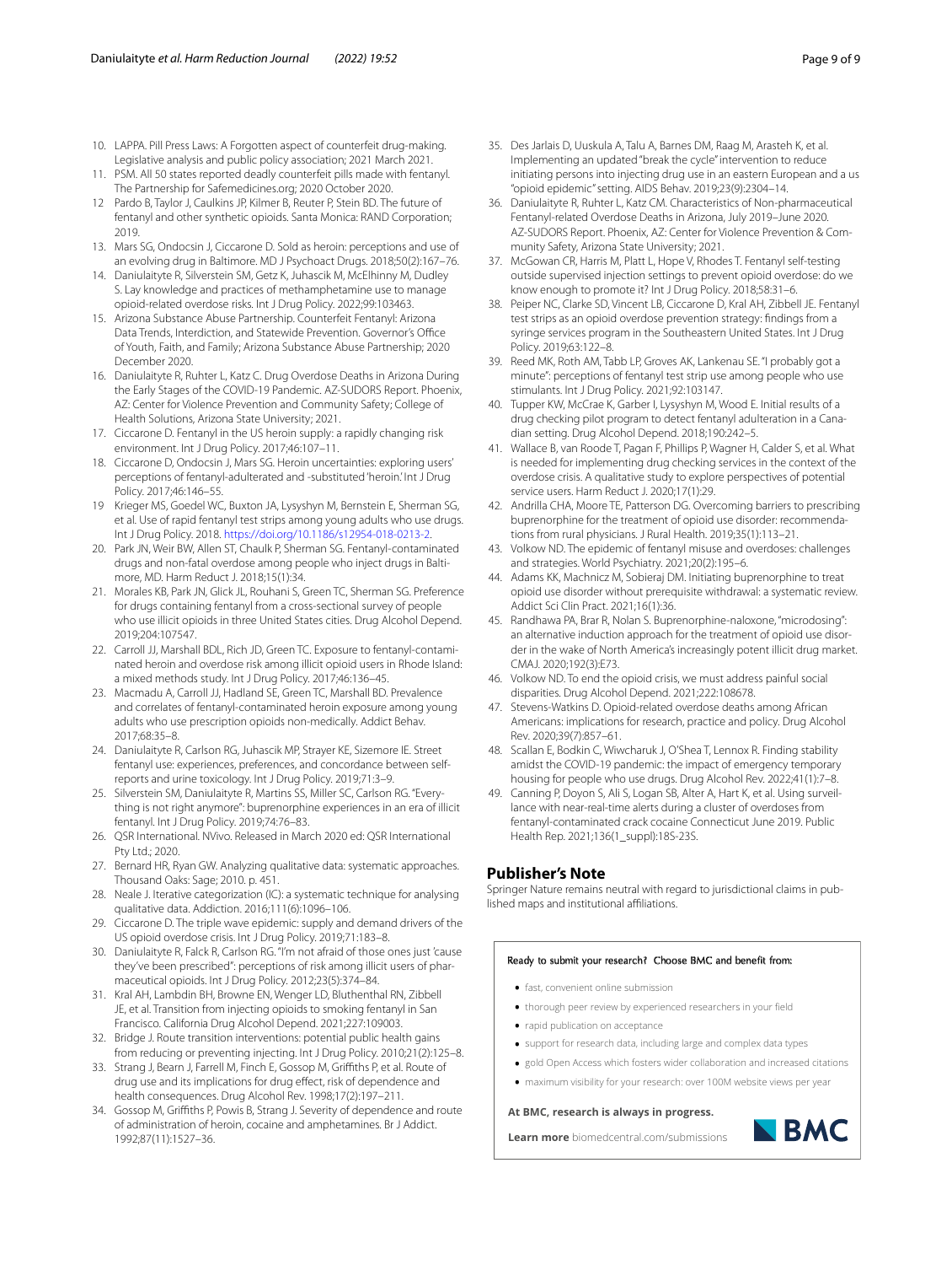10. LAPPA. Pill Press Laws: A Forgotten aspect of counterfeit drug-making. Legislative analysis and public policy association; 2021 March 2021.
11. PSM. All 50 states reported deadly counterfeit pills made with fentanyl. The Partnership for Safemedicines.org; 2020 October 2020.
12. Pardo B, Taylor J, Caulkins JP, Kilmer B, Reuter P, Stein BD. The future of fentanyl and other synthetic opioids. Santa Monica: RAND Corporation; 2019.
13. Mars SG, Ondocsin J, Ciccarone D. Sold as heroin: perceptions and use of an evolving drug in Baltimore. MD J Psychoact Drugs. 2018;50(2):167–76.
14. Daniulaityte R, Silverstein SM, Getz K, Juhascik M, McElhinny M, Dudley S. Lay knowledge and practices of methamphetamine use to manage opioid-related overdose risks. Int J Drug Policy. 2022;99:103463.
15. Arizona Substance Abuse Partnership. Counterfeit Fentanyl: Arizona Data Trends, Interdiction, and Statewide Prevention. Governor's Office of Youth, Faith, and Family; Arizona Substance Abuse Partnership; 2020 December 2020.
16. Daniulaityte R, Ruhter L, Katz C. Drug Overdose Deaths in Arizona During the Early Stages of the COVID-19 Pandemic. AZ-SUDORS Report. Phoenix, AZ: Center for Violence Prevention and Community Safety; College of Health Solutions, Arizona State University; 2021.
17. Ciccarone D. Fentanyl in the US heroin supply: a rapidly changing risk environment. Int J Drug Policy. 2017;46:107–11.
18. Ciccarone D, Ondocsin J, Mars SG. Heroin uncertainties: exploring users' perceptions of fentanyl-adulterated and -substituted 'heroin.' Int J Drug Policy. 2017;46:146–55.
19. Krieger MS, Goedel WC, Buxton JA, Lysyshyn M, Bernstein E, Sherman SG, et al. Use of rapid fentanyl test strips among young adults who use drugs. Int J Drug Policy. 2018. https://doi.org/10.1186/s12954-018-0213-2.
20. Park JN, Weir BW, Allen ST, Chaulk P, Sherman SG. Fentanyl-contaminated drugs and non-fatal overdose among people who inject drugs in Baltimore, MD. Harm Reduct J. 2018;15(1):34.
21. Morales KB, Park JN, Glick JL, Rouhani S, Green TC, Sherman SG. Preference for drugs containing fentanyl from a cross-sectional survey of people who use illicit opioids in three United States cities. Drug Alcohol Depend. 2019;204:107547.
22. Carroll JJ, Marshall BDL, Rich JD, Green TC. Exposure to fentanyl-contaminated heroin and overdose risk among illicit opioid users in Rhode Island: a mixed methods study. Int J Drug Policy. 2017;46:136–45.
23. Macmadu A, Carroll JJ, Hadland SE, Green TC, Marshall BD. Prevalence and correlates of fentanyl-contaminated heroin exposure among young adults who use prescription opioids non-medically. Addict Behav. 2017;68:35–8.
24. Daniulaityte R, Carlson RG, Juhascik MP, Strayer KE, Sizemore IE. Street fentanyl use: experiences, preferences, and concordance between self-reports and urine toxicology. Int J Drug Policy. 2019;71:3–9.
25. Silverstein SM, Daniulaityte R, Martins SS, Miller SC, Carlson RG. "Everything is not right anymore": buprenorphine experiences in an era of illicit fentanyl. Int J Drug Policy. 2019;74:76–83.
26. QSR International. NVivo. Released in March 2020 ed: QSR International Pty Ltd.; 2020.
27. Bernard HR, Ryan GW. Analyzing qualitative data: systematic approaches. Thousand Oaks: Sage; 2010. p. 451.
28. Neale J. Iterative categorization (IC): a systematic technique for analysing qualitative data. Addiction. 2016;111(6):1096–106.
29. Ciccarone D. The triple wave epidemic: supply and demand drivers of the US opioid overdose crisis. Int J Drug Policy. 2019;71:183–8.
30. Daniulaityte R, Falck R, Carlson RG. "I'm not afraid of those ones just 'cause they've been prescribed": perceptions of risk among illicit users of pharmaceutical opioids. Int J Drug Policy. 2012;23(5):374–84.
31. Kral AH, Lambdin BH, Browne EN, Wenger LD, Bluthenthal RN, Zibbell JE, et al. Transition from injecting opioids to smoking fentanyl in San Francisco. California Drug Alcohol Depend. 2021;227:109003.
32. Bridge J. Route transition interventions: potential public health gains from reducing or preventing injecting. Int J Drug Policy. 2010;21(2):125–8.
33. Strang J, Bearn J, Farrell M, Finch E, Gossop M, Griffiths P, et al. Route of drug use and its implications for drug effect, risk of dependence and health consequences. Drug Alcohol Rev. 1998;17(2):197–211.
34. Gossop M, Griffiths P, Powis B, Strang J. Severity of dependence and route of administration of heroin, cocaine and amphetamines. Br J Addict. 1992;87(11):1527–36.
35. Des Jarlais D, Uuskula A, Talu A, Barnes DM, Raag M, Arasteh K, et al. Implementing an updated "break the cycle" intervention to reduce initiating persons into injecting drug use in an eastern European and a us "opioid epidemic" setting. AIDS Behav. 2019;23(9):2304–14.
36. Daniulaityte R, Ruhter L, Katz CM. Characteristics of Non-pharmaceutical Fentanyl-related Overdose Deaths in Arizona, July 2019–June 2020. AZ-SUDORS Report. Phoenix, AZ: Center for Violence Prevention & Community Safety, Arizona State University; 2021.
37. McGowan CR, Harris M, Platt L, Hope V, Rhodes T. Fentanyl self-testing outside supervised injection settings to prevent opioid overdose: do we know enough to promote it? Int J Drug Policy. 2018;58:31–6.
38. Peiper NC, Clarke SD, Vincent LB, Ciccarone D, Kral AH, Zibbell JE. Fentanyl test strips as an opioid overdose prevention strategy: findings from a syringe services program in the Southeastern United States. Int J Drug Policy. 2019;63:122–8.
39. Reed MK, Roth AM, Tabb LP, Groves AK, Lankenau SE. "I probably got a minute": perceptions of fentanyl test strip use among people who use stimulants. Int J Drug Policy. 2021;92:103147.
40. Tupper KW, McCrae K, Garber I, Lysyshyn M, Wood E. Initial results of a drug checking pilot program to detect fentanyl adulteration in a Canadian setting. Drug Alcohol Depend. 2018;190:242–5.
41. Wallace B, van Roode T, Pagan F, Phillips P, Wagner H, Calder S, et al. What is needed for implementing drug checking services in the context of the overdose crisis. A qualitative study to explore perspectives of potential service users. Harm Reduct J. 2020;17(1):29.
42. Andrilla CHA, Moore TE, Patterson DG. Overcoming barriers to prescribing buprenorphine for the treatment of opioid use disorder: recommendations from rural physicians. J Rural Health. 2019;35(1):113–21.
43. Volkow ND. The epidemic of fentanyl misuse and overdoses: challenges and strategies. World Psychiatry. 2021;20(2):195–6.
44. Adams KK, Machnicz M, Sobieraj DM. Initiating buprenorphine to treat opioid use disorder without prerequisite withdrawal: a systematic review. Addict Sci Clin Pract. 2021;16(1):36.
45. Randhawa PA, Brar R, Nolan S. Buprenorphine-naloxone, "microdosing": an alternative induction approach for the treatment of opioid use disorder in the wake of North America's increasingly potent illicit drug market. CMAJ. 2020;192(3):E73.
46. Volkow ND. To end the opioid crisis, we must address painful social disparities. Drug Alcohol Depend. 2021;222:108678.
47. Stevens-Watkins D. Opioid-related overdose deaths among African Americans: implications for research, practice and policy. Drug Alcohol Rev. 2020;39(7):857–61.
48. Scallan E, Bodkin C, Wiwcharuk J, O'Shea T, Lennox R. Finding stability amidst the COVID-19 pandemic: the impact of emergency temporary housing for people who use drugs. Drug Alcohol Rev. 2022;41(1):7–8.
49. Canning P, Doyon S, Ali S, Logan SB, Alter A, Hart K, et al. Using surveillance with near-real-time alerts during a cluster of overdoses from fentanyl-contaminated crack cocaine Connecticut June 2019. Public Health Rep. 2021;136(1_suppl):18S-23S.

## Publisher's Note

Springer Nature remains neutral with regard to jurisdictional claims in published maps and institutional affiliations.

Ready to submit your research? Choose BMC and benefit from:

- fast, convenient online submission
- thorough peer review by experienced researchers in your field
- rapid publication on acceptance
- support for research data, including large and complex data types
- gold Open Access which fosters wider collaboration and increased citations
- maximum visibility for your research: over 100M website views per year

**At BMC, research is always in progress.**

**Learn more** biomedcentral.com/submissions

BMC